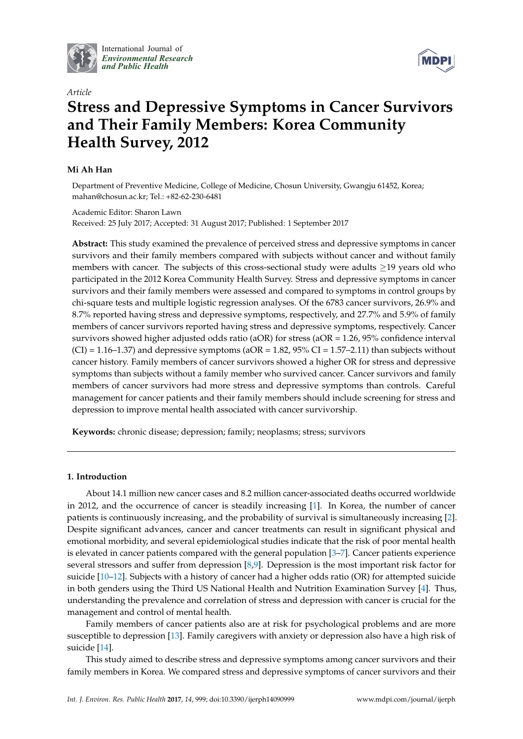International Journal of *Environmental Research and Public Health*

*Article*

# Stress and Depressive Symptoms in Cancer Survivors and Their Family Members: Korea Community Health Survey, 2012

**Mi Ah Han**

Department of Preventive Medicine, College of Medicine, Chosun University, Gwangju 61452, Korea; mahan@chosun.ac.kr; Tel.: +82-62-230-6481

Academic Editor: Sharon Lawn
Received: 25 July 2017; Accepted: 31 August 2017; Published: 1 September 2017

**Abstract:** This study examined the prevalence of perceived stress and depressive symptoms in cancer survivors and their family members compared with subjects without cancer and without family members with cancer. The subjects of this cross-sectional study were adults $\geq$19 years old who participated in the 2012 Korea Community Health Survey. Stress and depressive symptoms in cancer survivors and their family members were assessed and compared to symptoms in control groups by chi-square tests and multiple logistic regression analyses. Of the 6783 cancer survivors, 26.9% and 8.7% reported having stress and depressive symptoms, respectively, and 27.7% and 5.9% of family members of cancer survivors reported having stress and depressive symptoms, respectively. Cancer survivors showed higher adjusted odds ratio (aOR) for stress (aOR = 1.26, 95% confidence interval (CI) = 1.16–1.37) and depressive symptoms (aOR = 1.82, 95% CI = 1.57–2.11) than subjects without cancer history. Family members of cancer survivors showed a higher OR for stress and depressive symptoms than subjects without a family member who survived cancer. Cancer survivors and family members of cancer survivors had more stress and depressive symptoms than controls. Careful management for cancer patients and their family members should include screening for stress and depression to improve mental health associated with cancer survivorship.

**Keywords:** chronic disease; depression; family; neoplasms; stress; survivors

## 1. Introduction

About 14.1 million new cancer cases and 8.2 million cancer-associated deaths occurred worldwide in 2012, and the occurrence of cancer is steadily increasing [1]. In Korea, the number of cancer patients is continuously increasing, and the probability of survival is simultaneously increasing [2]. Despite significant advances, cancer and cancer treatments can result in significant physical and emotional morbidity, and several epidemiological studies indicate that the risk of poor mental health is elevated in cancer patients compared with the general population [3–7]. Cancer patients experience several stressors and suffer from depression [8,9]. Depression is the most important risk factor for suicide [10–12]. Subjects with a history of cancer had a higher odds ratio (OR) for attempted suicide in both genders using the Third US National Health and Nutrition Examination Survey [4]. Thus, understanding the prevalence and correlation of stress and depression with cancer is crucial for the management and control of mental health.

Family members of cancer patients also are at risk for psychological problems and are more susceptible to depression [13]. Family caregivers with anxiety or depression also have a high risk of suicide [14].

This study aimed to describe stress and depressive symptoms among cancer survivors and their family members in Korea. We compared stress and depressive symptoms of cancer survivors and their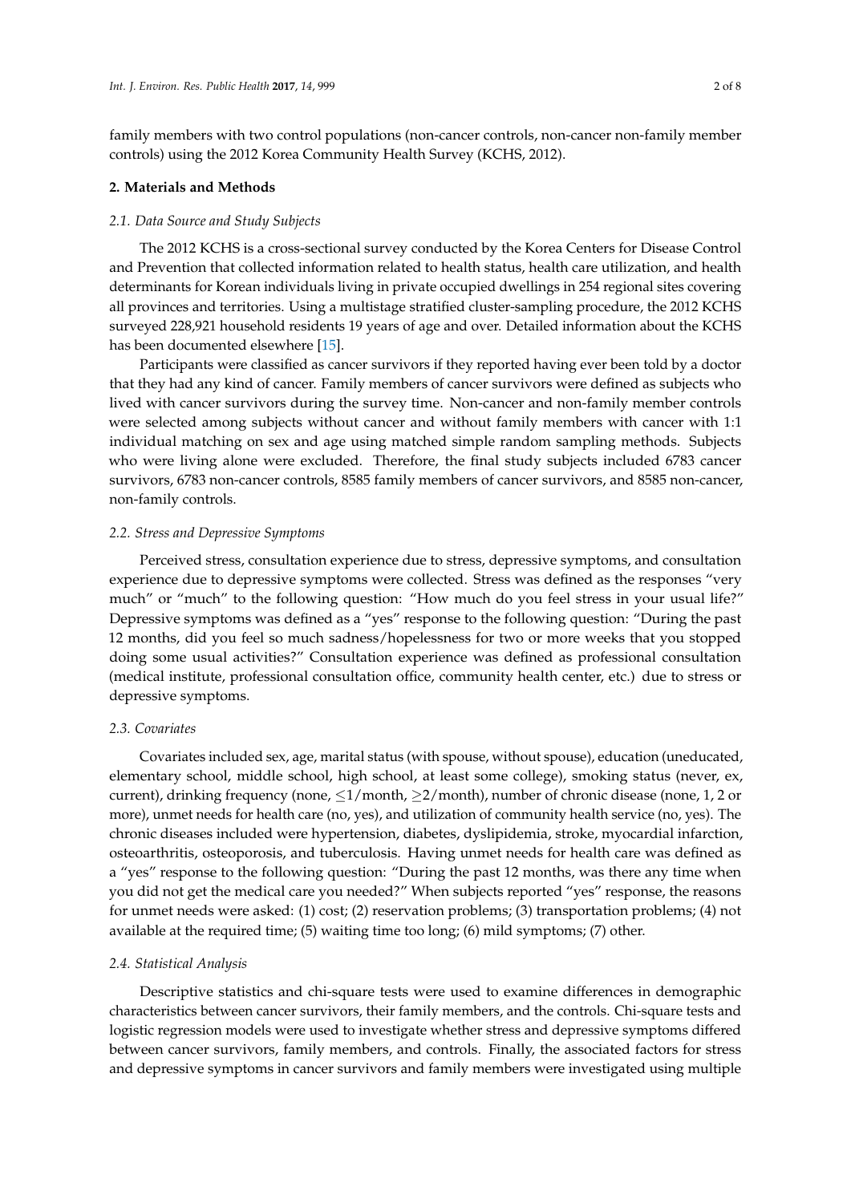family members with two control populations (non-cancer controls, non-cancer non-family member controls) using the 2012 Korea Community Health Survey (KCHS, 2012).

## 2. Materials and Methods

### *2.1. Data Source and Study Subjects*

The 2012 KCHS is a cross-sectional survey conducted by the Korea Centers for Disease Control and Prevention that collected information related to health status, health care utilization, and health determinants for Korean individuals living in private occupied dwellings in 254 regional sites covering all provinces and territories. Using a multistage stratified cluster-sampling procedure, the 2012 KCHS surveyed 228,921 household residents 19 years of age and over. Detailed information about the KCHS has been documented elsewhere [15].

Participants were classified as cancer survivors if they reported having ever been told by a doctor that they had any kind of cancer. Family members of cancer survivors were defined as subjects who lived with cancer survivors during the survey time. Non-cancer and non-family member controls were selected among subjects without cancer and without family members with cancer with 1:1 individual matching on sex and age using matched simple random sampling methods. Subjects who were living alone were excluded. Therefore, the final study subjects included 6783 cancer survivors, 6783 non-cancer controls, 8585 family members of cancer survivors, and 8585 non-cancer, non-family controls.

### *2.2. Stress and Depressive Symptoms*

Perceived stress, consultation experience due to stress, depressive symptoms, and consultation experience due to depressive symptoms were collected. Stress was defined as the responses "very much" or "much" to the following question: "How much do you feel stress in your usual life?" Depressive symptoms was defined as a "yes" response to the following question: "During the past 12 months, did you feel so much sadness/hopelessness for two or more weeks that you stopped doing some usual activities?" Consultation experience was defined as professional consultation (medical institute, professional consultation office, community health center, etc.) due to stress or depressive symptoms.

### *2.3. Covariates*

Covariates included sex, age, marital status (with spouse, without spouse), education (uneducated, elementary school, middle school, high school, at least some college), smoking status (never, ex, current), drinking frequency (none, $\leq$1/month, $\geq$2/month), number of chronic disease (none, 1, 2 or more), unmet needs for health care (no, yes), and utilization of community health service (no, yes). The chronic diseases included were hypertension, diabetes, dyslipidemia, stroke, myocardial infarction, osteoarthritis, osteoporosis, and tuberculosis. Having unmet needs for health care was defined as a "yes" response to the following question: "During the past 12 months, was there any time when you did not get the medical care you needed?" When subjects reported "yes" response, the reasons for unmet needs were asked: (1) cost; (2) reservation problems; (3) transportation problems; (4) not available at the required time; (5) waiting time too long; (6) mild symptoms; (7) other.

### *2.4. Statistical Analysis*

Descriptive statistics and chi-square tests were used to examine differences in demographic characteristics between cancer survivors, their family members, and the controls. Chi-square tests and logistic regression models were used to investigate whether stress and depressive symptoms differed between cancer survivors, family members, and controls. Finally, the associated factors for stress and depressive symptoms in cancer survivors and family members were investigated using multiple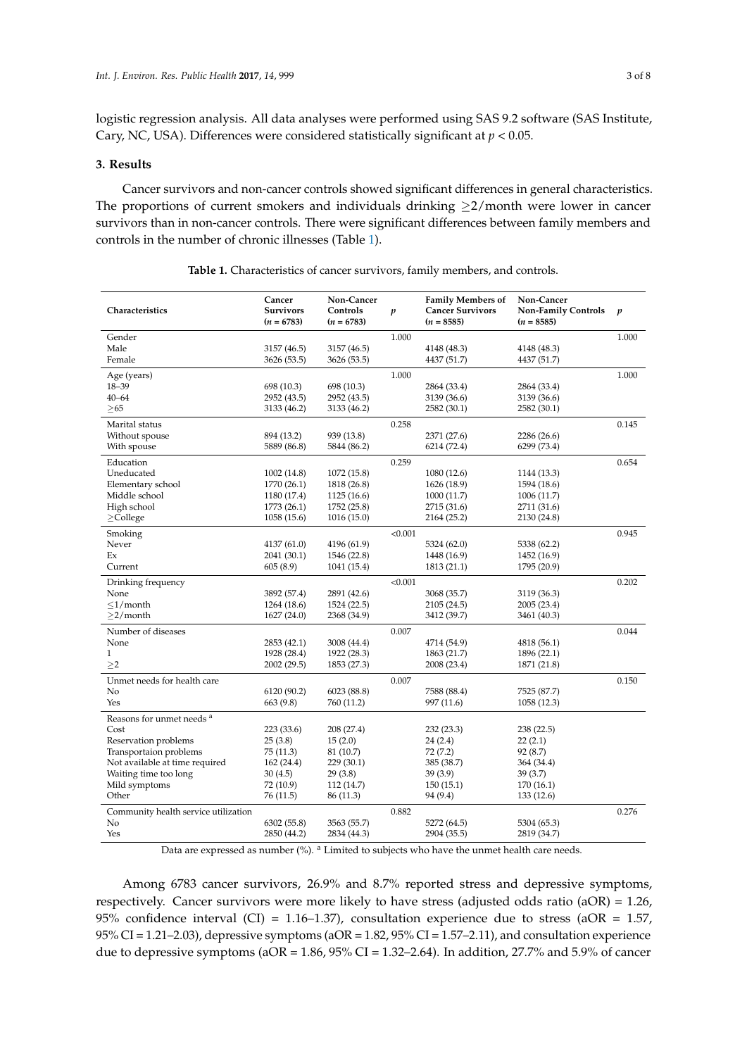logistic regression analysis. All data analyses were performed using SAS 9.2 software (SAS Institute, Cary, NC, USA). Differences were considered statistically significant at $p < 0.05$.

## 3. Results

Cancer survivors and non-cancer controls showed significant differences in general characteristics. The proportions of current smokers and individuals drinking ≥2/month were lower in cancer survivors than in non-cancer controls. There were significant differences between family members and controls in the number of chronic illnesses (Table 1).

**Table 1.** Characteristics of cancer survivors, family members, and controls.

| Characteristics | Cancer Survivors ($n$ = 6783) | Non-Cancer Controls ($n$ = 6783) | $p$ | Family Members of Cancer Survivors ($n$ = 8585) | Non-Cancer Non-Family Controls ($n$ = 8585) | $p$ |
|---|---|---|---|---|---|---|
| Gender | | | 1.000 | | | 1.000 |
| Male | 3157 (46.5) | 3157 (46.5) | | 4148 (48.3) | 4148 (48.3) | |
| Female | 3626 (53.5) | 3626 (53.5) | | 4437 (51.7) | 4437 (51.7) | |
| Age (years) | | | 1.000 | | | 1.000 |
| 18–39 | 698 (10.3) | 698 (10.3) | | 2864 (33.4) | 2864 (33.4) | |
| 40–64 | 2952 (43.5) | 2952 (43.5) | | 3139 (36.6) | 3139 (36.6) | |
| ≥65 | 3133 (46.2) | 3133 (46.2) | | 2582 (30.1) | 2582 (30.1) | |
| Marital status | | | 0.258 | | | 0.145 |
| Without spouse | 894 (13.2) | 939 (13.8) | | 2371 (27.6) | 2286 (26.6) | |
| With spouse | 5889 (86.8) | 5844 (86.2) | | 6214 (72.4) | 6299 (73.4) | |
| Education | | | 0.259 | | | 0.654 |
| Uneducated | 1002 (14.8) | 1072 (15.8) | | 1080 (12.6) | 1144 (13.3) | |
| Elementary school | 1770 (26.1) | 1818 (26.8) | | 1626 (18.9) | 1594 (18.6) | |
| Middle school | 1180 (17.4) | 1125 (16.6) | | 1000 (11.7) | 1006 (11.7) | |
| High school | 1773 (26.1) | 1752 (25.8) | | 2715 (31.6) | 2711 (31.6) | |
| ≥College | 1058 (15.6) | 1016 (15.0) | | 2164 (25.2) | 2130 (24.8) | |
| Smoking | | | <0.001 | | | 0.945 |
| Never | 4137 (61.0) | 4196 (61.9) | | 5324 (62.0) | 5338 (62.2) | |
| Ex | 2041 (30.1) | 1546 (22.8) | | 1448 (16.9) | 1452 (16.9) | |
| Current | 605 (8.9) | 1041 (15.4) | | 1813 (21.1) | 1795 (20.9) | |
| Drinking frequency | | | <0.001 | | | 0.202 |
| None | 3892 (57.4) | 2891 (42.6) | | 3068 (35.7) | 3119 (36.3) | |
| ≤1/month | 1264 (18.6) | 1524 (22.5) | | 2105 (24.5) | 2005 (23.4) | |
| ≥2/month | 1627 (24.0) | 2368 (34.9) | | 3412 (39.7) | 3461 (40.3) | |
| Number of diseases | | | 0.007 | | | 0.044 |
| None | 2853 (42.1) | 3008 (44.4) | | 4714 (54.9) | 4818 (56.1) | |
| 1 | 1928 (28.4) | 1922 (28.3) | | 1863 (21.7) | 1896 (22.1) | |
| ≥2 | 2002 (29.5) | 1853 (27.3) | | 2008 (23.4) | 1871 (21.8) | |
| Unmet needs for health care | | | 0.007 | | | 0.150 |
| No | 6120 (90.2) | 6023 (88.8) | | 7588 (88.4) | 7525 (87.7) | |
| Yes | 663 (9.8) | 760 (11.2) | | 997 (11.6) | 1058 (12.3) | |
| Reasons for unmet needs [a] | | | | | | |
| Cost | 223 (33.6) | 208 (27.4) | | 232 (23.3) | 238 (22.5) | |
| Reservation problems | 25 (3.8) | 15 (2.0) | | 24 (2.4) | 22 (2.1) | |
| Transportaion problems | 75 (11.3) | 81 (10.7) | | 72 (7.2) | 92 (8.7) | |
| Not available at time required | 162 (24.4) | 229 (30.1) | | 385 (38.7) | 364 (34.4) | |
| Waiting time too long | 30 (4.5) | 29 (3.8) | | 39 (3.9) | 39 (3.7) | |
| Mild symptoms | 72 (10.9) | 112 (14.7) | | 150 (15.1) | 170 (16.1) | |
| Other | 76 (11.5) | 86 (11.3) | | 94 (9.4) | 133 (12.6) | |
| Community health service utilization | | | 0.882 | | | 0.276 |
| No | 6302 (55.8) | 3563 (55.7) | | 5272 (64.5) | 5304 (65.3) | |
| Yes | 2850 (44.2) | 2834 (44.3) | | 2904 (35.5) | 2819 (34.7) | |

Data are expressed as number (%). [a] Limited to subjects who have the unmet health care needs.

Among 6783 cancer survivors, 26.9% and 8.7% reported stress and depressive symptoms, respectively. Cancer survivors were more likely to have stress (adjusted odds ratio (aOR) = 1.26, 95% confidence interval (CI) = 1.16–1.37), consultation experience due to stress (aOR = 1.57, 95% CI = 1.21–2.03), depressive symptoms (aOR = 1.82, 95% CI = 1.57–2.11), and consultation experience due to depressive symptoms (aOR = 1.86, 95% CI = 1.32–2.64). In addition, 27.7% and 5.9% of cancer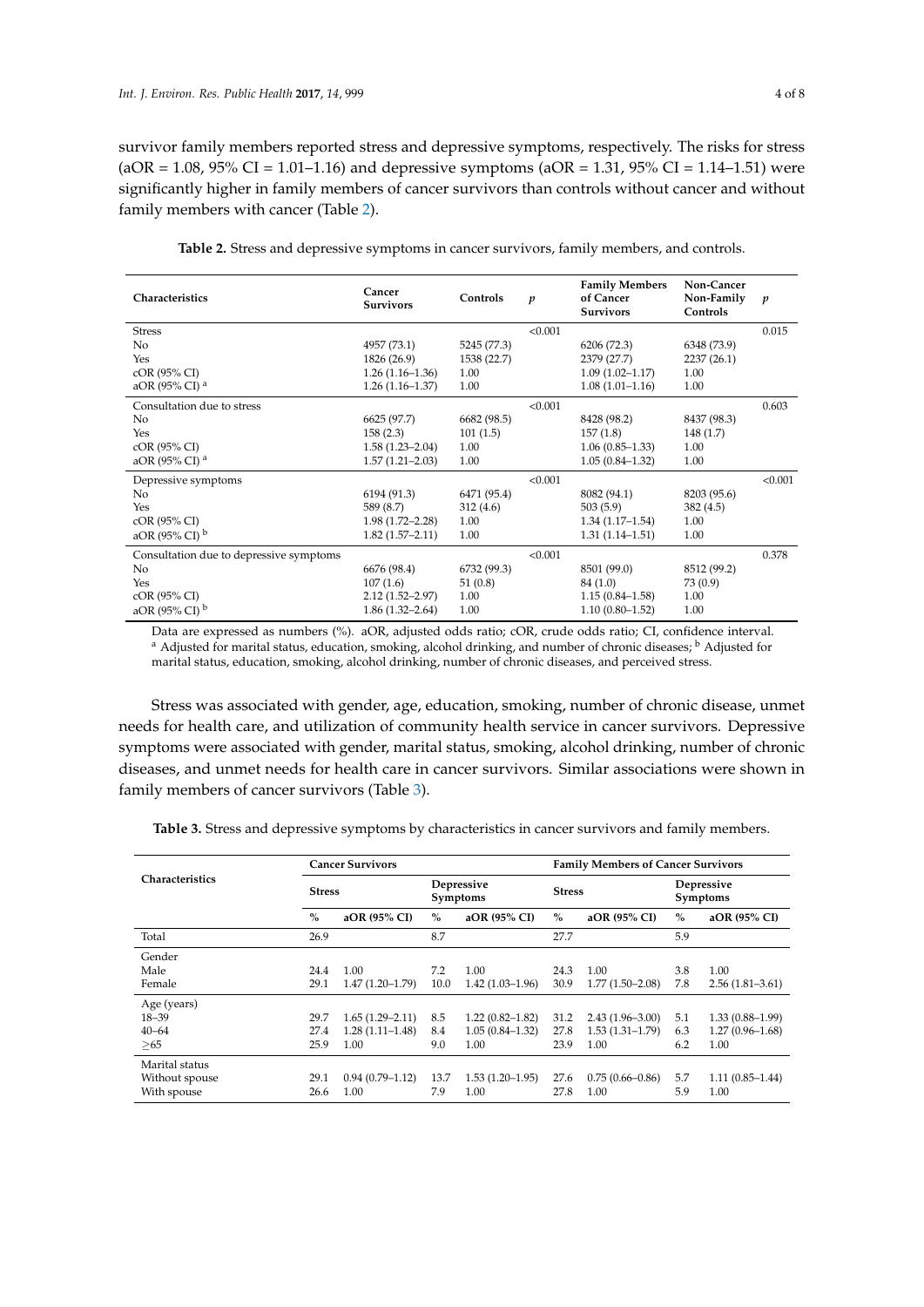survivor family members reported stress and depressive symptoms, respectively. The risks for stress (aOR = 1.08, 95% CI = 1.01–1.16) and depressive symptoms (aOR = 1.31, 95% CI = 1.14–1.51) were significantly higher in family members of cancer survivors than controls without cancer and without family members with cancer (Table 2).

**Table 2.** Stress and depressive symptoms in cancer survivors, family members, and controls.

| Characteristics | Cancer Survivors | Controls | *p* | Family Members of Cancer Survivors | Non-Cancer Non-Family Controls | *p* |
|---|---|---|---|---|---|---|
| Stress | | | <0.001 | | | 0.015 |
| No | 4957 (73.1) | 5245 (77.3) | | 6206 (72.3) | 6348 (73.9) | |
| Yes | 1826 (26.9) | 1538 (22.7) | | 2379 (27.7) | 2237 (26.1) | |
| cOR (95% CI) | 1.26 (1.16–1.36) | 1.00 | | 1.09 (1.02–1.17) | 1.00 | |
| aOR (95% CI) [a] | 1.26 (1.16–1.37) | 1.00 | | 1.08 (1.01–1.16) | 1.00 | |
| Consultation due to stress | | | <0.001 | | | 0.603 |
| No | 6625 (97.7) | 6682 (98.5) | | 8428 (98.2) | 8437 (98.3) | |
| Yes | 158 (2.3) | 101 (1.5) | | 157 (1.8) | 148 (1.7) | |
| cOR (95% CI) | 1.58 (1.23–2.04) | 1.00 | | 1.06 (0.85–1.33) | 1.00 | |
| aOR (95% CI) [a] | 1.57 (1.21–2.03) | 1.00 | | 1.05 (0.84–1.32) | 1.00 | |
| Depressive symptoms | | | <0.001 | | | <0.001 |
| No | 6194 (91.3) | 6471 (95.4) | | 8082 (94.1) | 8203 (95.6) | |
| Yes | 589 (8.7) | 312 (4.6) | | 503 (5.9) | 382 (4.5) | |
| cOR (95% CI) | 1.98 (1.72–2.28) | 1.00 | | 1.34 (1.17–1.54) | 1.00 | |
| aOR (95% CI) [b] | 1.82 (1.57–2.11) | 1.00 | | 1.31 (1.14–1.51) | 1.00 | |
| Consultation due to depressive symptoms | | | <0.001 | | | 0.378 |
| No | 6676 (98.4) | 6732 (99.3) | | 8501 (99.0) | 8512 (99.2) | |
| Yes | 107 (1.6) | 51 (0.8) | | 84 (1.0) | 73 (0.9) | |
| cOR (95% CI) | 2.12 (1.52–2.97) | 1.00 | | 1.15 (0.84–1.58) | 1.00 | |
| aOR (95% CI) [b] | 1.86 (1.32–2.64) | 1.00 | | 1.10 (0.80–1.52) | 1.00 | |

Data are expressed as numbers (%). aOR, adjusted odds ratio; cOR, crude odds ratio; CI, confidence interval. [a] Adjusted for marital status, education, smoking, alcohol drinking, and number of chronic diseases; [b] Adjusted for marital status, education, smoking, alcohol drinking, number of chronic diseases, and perceived stress.

Stress was associated with gender, age, education, smoking, number of chronic disease, unmet needs for health care, and utilization of community health service in cancer survivors. Depressive symptoms were associated with gender, marital status, smoking, alcohol drinking, number of chronic diseases, and unmet needs for health care in cancer survivors. Similar associations were shown in family members of cancer survivors (Table 3).

**Table 3.** Stress and depressive symptoms by characteristics in cancer survivors and family members.

| Characteristics | Cancer Survivors | | | | Family Members of Cancer Survivors | | | |
|---|---|---|---|---|---|---|---|---|
| | Stress | | Depressive Symptoms | | Stress | | Depressive Symptoms | |
| | % | aOR (95% CI) | % | aOR (95% CI) | % | aOR (95% CI) | % | aOR (95% CI) |
| Total | 26.9 | | 8.7 | | 27.7 | | 5.9 | |
| Gender | | | | | | | | |
| Male | 24.4 | 1.00 | 7.2 | 1.00 | 24.3 | 1.00 | 3.8 | 1.00 |
| Female | 29.1 | 1.47 (1.20–1.79) | 10.0 | 1.42 (1.03–1.96) | 30.9 | 1.77 (1.50–2.08) | 7.8 | 2.56 (1.81–3.61) |
| Age (years) | | | | | | | | |
| 18–39 | 29.7 | 1.65 (1.29–2.11) | 8.5 | 1.22 (0.82–1.82) | 31.2 | 2.43 (1.96–3.00) | 5.1 | 1.33 (0.88–1.99) |
| 40–64 | 27.4 | 1.28 (1.11–1.48) | 8.4 | 1.05 (0.84–1.32) | 27.8 | 1.53 (1.31–1.79) | 6.3 | 1.27 (0.96–1.68) |
| ≥65 | 25.9 | 1.00 | 9.0 | 1.00 | 23.9 | 1.00 | 6.2 | 1.00 |
| Marital status | | | | | | | | |
| Without spouse | 29.1 | 0.94 (0.79–1.12) | 13.7 | 1.53 (1.20–1.95) | 27.6 | 0.75 (0.66–0.86) | 5.7 | 1.11 (0.85–1.44) |
| With spouse | 26.6 | 1.00 | 7.9 | 1.00 | 27.8 | 1.00 | 5.9 | 1.00 |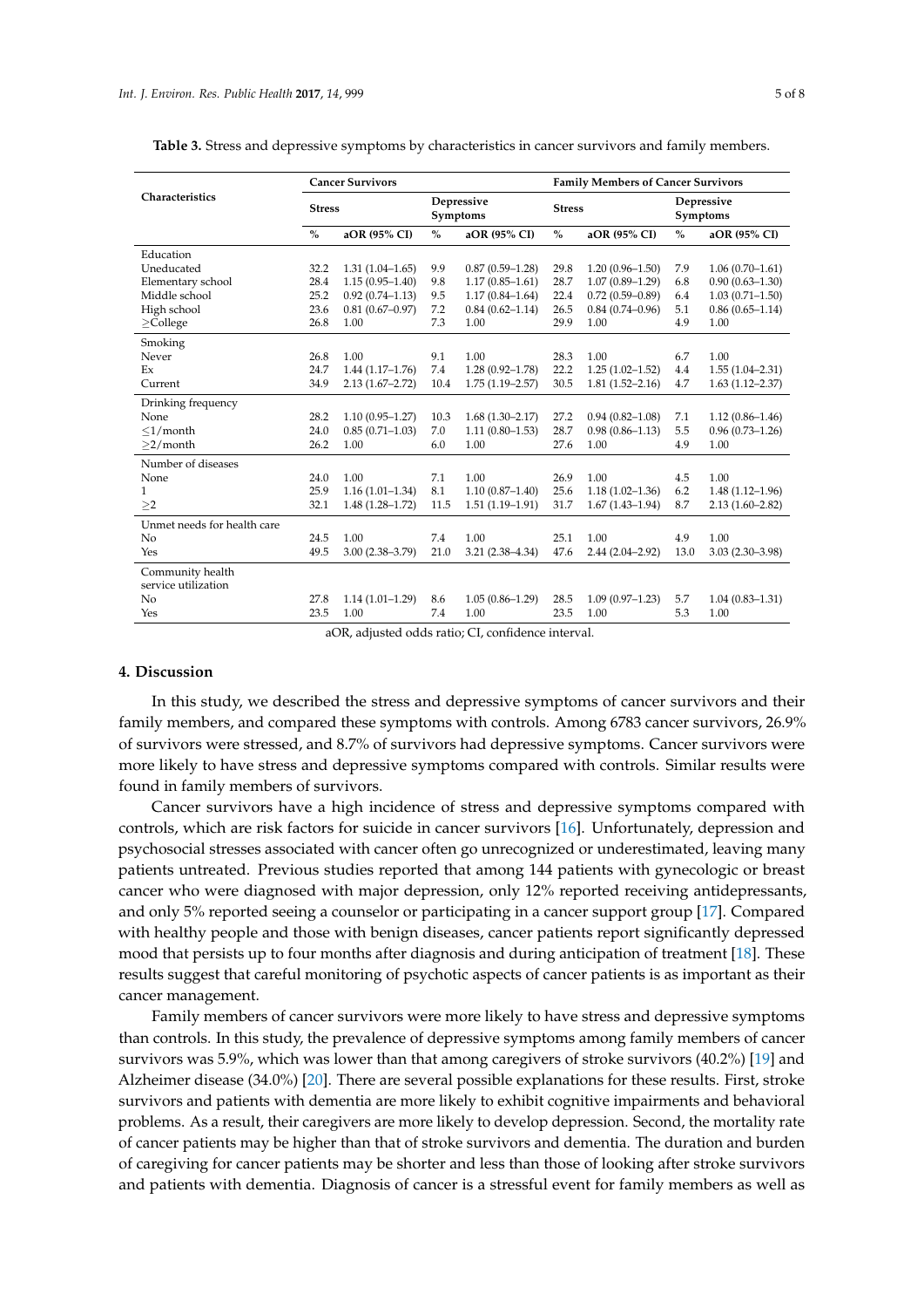**Table 3.** Stress and depressive symptoms by characteristics in cancer survivors and family members.

| Characteristics | Cancer Survivors | | | | Family Members of Cancer Survivors | | | |
|---|---|---|---|---|---|---|---|---|
| | Stress | | Depressive Symptoms | | Stress | | Depressive Symptoms | |
| | % | aOR (95% CI) | % | aOR (95% CI) | % | aOR (95% CI) | % | aOR (95% CI) |
| Education | | | | | | | | |
| Uneducated | 32.2 | 1.31 (1.04–1.65) | 9.9 | 0.87 (0.59–1.28) | 29.8 | 1.20 (0.96–1.50) | 7.9 | 1.06 (0.70–1.61) |
| Elementary school | 28.4 | 1.15 (0.95–1.40) | 9.8 | 1.17 (0.85–1.61) | 28.7 | 1.07 (0.89–1.29) | 6.8 | 0.90 (0.63–1.30) |
| Middle school | 25.2 | 0.92 (0.74–1.13) | 9.5 | 1.17 (0.84–1.64) | 22.4 | 0.72 (0.59–0.89) | 6.4 | 1.03 (0.71–1.50) |
| High school | 23.6 | 0.81 (0.67–0.97) | 7.2 | 0.84 (0.62–1.14) | 26.5 | 0.84 (0.74–0.96) | 5.1 | 0.86 (0.65–1.14) |
| ≥College | 26.8 | 1.00 | 7.3 | 1.00 | 29.9 | 1.00 | 4.9 | 1.00 |
| Smoking | | | | | | | | |
| Never | 26.8 | 1.00 | 9.1 | 1.00 | 28.3 | 1.00 | 6.7 | 1.00 |
| Ex | 24.7 | 1.44 (1.17–1.76) | 7.4 | 1.28 (0.92–1.78) | 22.2 | 1.25 (1.02–1.52) | 4.4 | 1.55 (1.04–2.31) |
| Current | 34.9 | 2.13 (1.67–2.72) | 10.4 | 1.75 (1.19–2.57) | 30.5 | 1.81 (1.52–2.16) | 4.7 | 1.63 (1.12–2.37) |
| Drinking frequency | | | | | | | | |
| None | 28.2 | 1.10 (0.95–1.27) | 10.3 | 1.68 (1.30–2.17) | 27.2 | 0.94 (0.82–1.08) | 7.1 | 1.12 (0.86–1.46) |
| ≤1/month | 24.0 | 0.85 (0.71–1.03) | 7.0 | 1.11 (0.80–1.53) | 28.7 | 0.98 (0.86–1.13) | 5.5 | 0.96 (0.73–1.26) |
| ≥2/month | 26.2 | 1.00 | 6.0 | 1.00 | 27.6 | 1.00 | 4.9 | 1.00 |
| Number of diseases | | | | | | | | |
| None | 24.0 | 1.00 | 7.1 | 1.00 | 26.9 | 1.00 | 4.5 | 1.00 |
| 1 | 25.9 | 1.16 (1.01–1.34) | 8.1 | 1.10 (0.87–1.40) | 25.6 | 1.18 (1.02–1.36) | 6.2 | 1.48 (1.12–1.96) |
| ≥2 | 32.1 | 1.48 (1.28–1.72) | 11.5 | 1.51 (1.19–1.91) | 31.7 | 1.67 (1.43–1.94) | 8.7 | 2.13 (1.60–2.82) |
| Unmet needs for health care | | | | | | | | |
| No | 24.5 | 1.00 | 7.4 | 1.00 | 25.1 | 1.00 | 4.9 | 1.00 |
| Yes | 49.5 | 3.00 (2.38–3.79) | 21.0 | 3.21 (2.38–4.34) | 47.6 | 2.44 (2.04–2.92) | 13.0 | 3.03 (2.30–3.98) |
| Community health service utilization | | | | | | | | |
| No | 27.8 | 1.14 (1.01–1.29) | 8.6 | 1.05 (0.86–1.29) | 28.5 | 1.09 (0.97–1.23) | 5.7 | 1.04 (0.83–1.31) |
| Yes | 23.5 | 1.00 | 7.4 | 1.00 | 23.5 | 1.00 | 5.3 | 1.00 |

aOR, adjusted odds ratio; CI, confidence interval.

## 4. Discussion

In this study, we described the stress and depressive symptoms of cancer survivors and their family members, and compared these symptoms with controls. Among 6783 cancer survivors, 26.9% of survivors were stressed, and 8.7% of survivors had depressive symptoms. Cancer survivors were more likely to have stress and depressive symptoms compared with controls. Similar results were found in family members of survivors.

Cancer survivors have a high incidence of stress and depressive symptoms compared with controls, which are risk factors for suicide in cancer survivors [16]. Unfortunately, depression and psychosocial stresses associated with cancer often go unrecognized or underestimated, leaving many patients untreated. Previous studies reported that among 144 patients with gynecologic or breast cancer who were diagnosed with major depression, only 12% reported receiving antidepressants, and only 5% reported seeing a counselor or participating in a cancer support group [17]. Compared with healthy people and those with benign diseases, cancer patients report significantly depressed mood that persists up to four months after diagnosis and during anticipation of treatment [18]. These results suggest that careful monitoring of psychotic aspects of cancer patients is as important as their cancer management.

Family members of cancer survivors were more likely to have stress and depressive symptoms than controls. In this study, the prevalence of depressive symptoms among family members of cancer survivors was 5.9%, which was lower than that among caregivers of stroke survivors (40.2%) [19] and Alzheimer disease (34.0%) [20]. There are several possible explanations for these results. First, stroke survivors and patients with dementia are more likely to exhibit cognitive impairments and behavioral problems. As a result, their caregivers are more likely to develop depression. Second, the mortality rate of cancer patients may be higher than that of stroke survivors and dementia. The duration and burden of caregiving for cancer patients may be shorter and less than those of looking after stroke survivors and patients with dementia. Diagnosis of cancer is a stressful event for family members as well as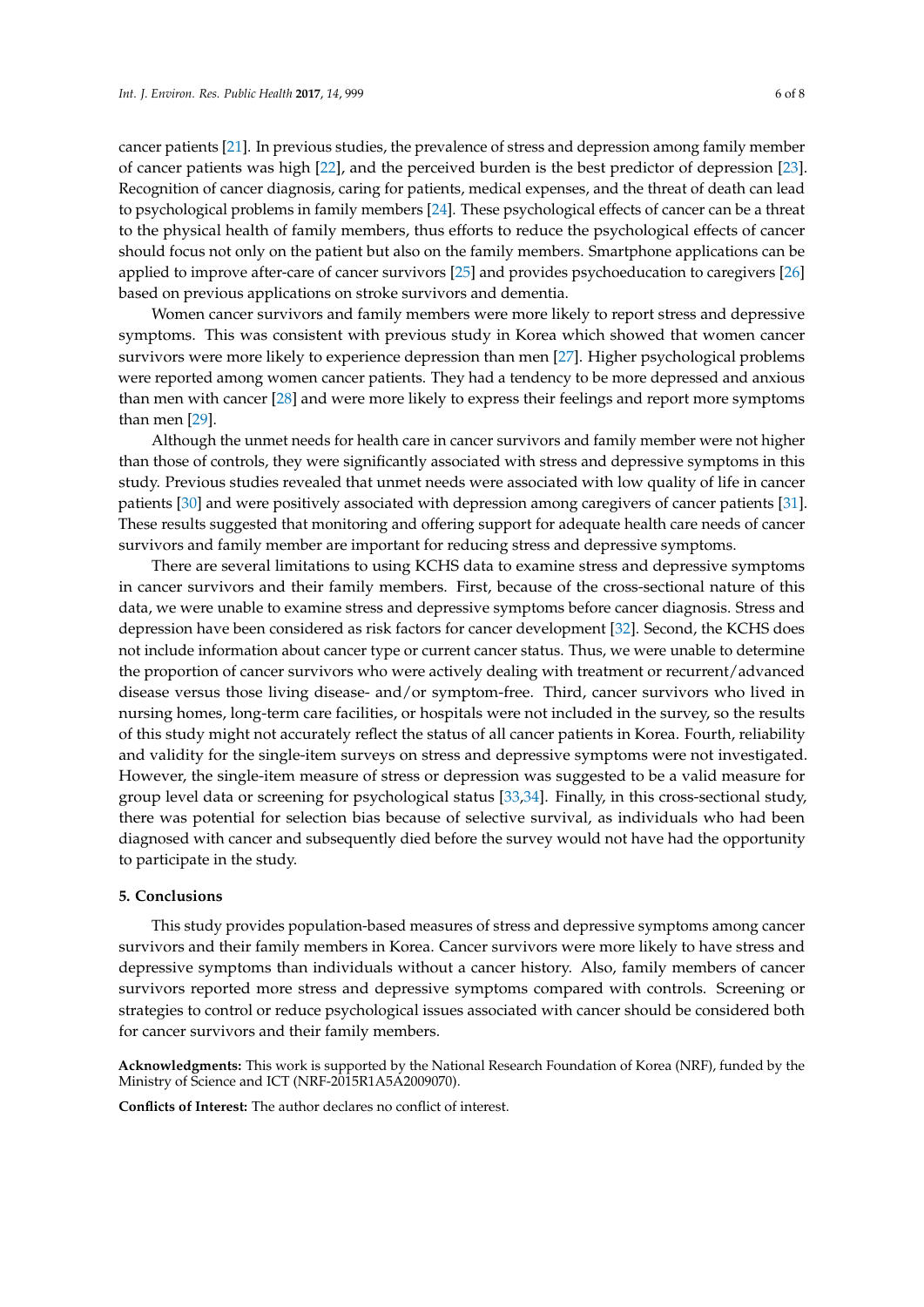cancer patients [21]. In previous studies, the prevalence of stress and depression among family member of cancer patients was high [22], and the perceived burden is the best predictor of depression [23]. Recognition of cancer diagnosis, caring for patients, medical expenses, and the threat of death can lead to psychological problems in family members [24]. These psychological effects of cancer can be a threat to the physical health of family members, thus efforts to reduce the psychological effects of cancer should focus not only on the patient but also on the family members. Smartphone applications can be applied to improve after-care of cancer survivors [25] and provides psychoeducation to caregivers [26] based on previous applications on stroke survivors and dementia.

Women cancer survivors and family members were more likely to report stress and depressive symptoms. This was consistent with previous study in Korea which showed that women cancer survivors were more likely to experience depression than men [27]. Higher psychological problems were reported among women cancer patients. They had a tendency to be more depressed and anxious than men with cancer [28] and were more likely to express their feelings and report more symptoms than men [29].

Although the unmet needs for health care in cancer survivors and family member were not higher than those of controls, they were significantly associated with stress and depressive symptoms in this study. Previous studies revealed that unmet needs were associated with low quality of life in cancer patients [30] and were positively associated with depression among caregivers of cancer patients [31]. These results suggested that monitoring and offering support for adequate health care needs of cancer survivors and family member are important for reducing stress and depressive symptoms.

There are several limitations to using KCHS data to examine stress and depressive symptoms in cancer survivors and their family members. First, because of the cross-sectional nature of this data, we were unable to examine stress and depressive symptoms before cancer diagnosis. Stress and depression have been considered as risk factors for cancer development [32]. Second, the KCHS does not include information about cancer type or current cancer status. Thus, we were unable to determine the proportion of cancer survivors who were actively dealing with treatment or recurrent/advanced disease versus those living disease- and/or symptom-free. Third, cancer survivors who lived in nursing homes, long-term care facilities, or hospitals were not included in the survey, so the results of this study might not accurately reflect the status of all cancer patients in Korea. Fourth, reliability and validity for the single-item surveys on stress and depressive symptoms were not investigated. However, the single-item measure of stress or depression was suggested to be a valid measure for group level data or screening for psychological status [33,34]. Finally, in this cross-sectional study, there was potential for selection bias because of selective survival, as individuals who had been diagnosed with cancer and subsequently died before the survey would not have had the opportunity to participate in the study.

## 5. Conclusions

This study provides population-based measures of stress and depressive symptoms among cancer survivors and their family members in Korea. Cancer survivors were more likely to have stress and depressive symptoms than individuals without a cancer history. Also, family members of cancer survivors reported more stress and depressive symptoms compared with controls. Screening or strategies to control or reduce psychological issues associated with cancer should be considered both for cancer survivors and their family members.

**Acknowledgments:** This work is supported by the National Research Foundation of Korea (NRF), funded by the Ministry of Science and ICT (NRF-2015R1A5A2009070).

**Conflicts of Interest:** The author declares no conflict of interest.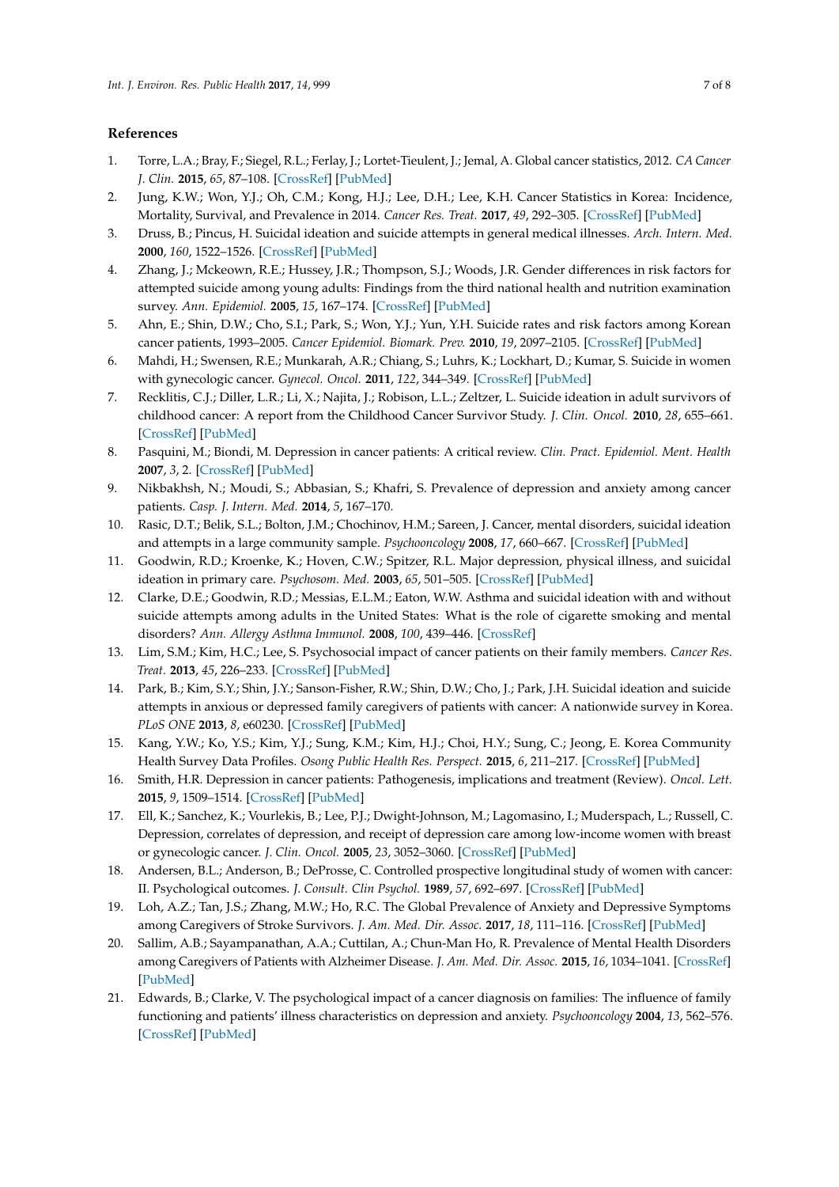## References

1. Torre, L.A.; Bray, F.; Siegel, R.L.; Ferlay, J.; Lortet-Tieulent, J.; Jemal, A. Global cancer statistics, 2012. *CA Cancer J. Clin.* **2015**, *65*, 87–108. [CrossRef] [PubMed]
2. Jung, K.W.; Won, Y.J.; Oh, C.M.; Kong, H.J.; Lee, D.H.; Lee, K.H. Cancer Statistics in Korea: Incidence, Mortality, Survival, and Prevalence in 2014. *Cancer Res. Treat.* **2017**, *49*, 292–305. [CrossRef] [PubMed]
3. Druss, B.; Pincus, H. Suicidal ideation and suicide attempts in general medical illnesses. *Arch. Intern. Med.* **2000**, *160*, 1522–1526. [CrossRef] [PubMed]
4. Zhang, J.; Mckeown, R.E.; Hussey, J.R.; Thompson, S.J.; Woods, J.R. Gender differences in risk factors for attempted suicide among young adults: Findings from the third national health and nutrition examination survey. *Ann. Epidemiol.* **2005**, *15*, 167–174. [CrossRef] [PubMed]
5. Ahn, E.; Shin, D.W.; Cho, S.I.; Park, S.; Won, Y.J.; Yun, Y.H. Suicide rates and risk factors among Korean cancer patients, 1993–2005. *Cancer Epidemiol. Biomark. Prev.* **2010**, *19*, 2097–2105. [CrossRef] [PubMed]
6. Mahdi, H.; Swensen, R.E.; Munkarah, A.R.; Chiang, S.; Luhrs, K.; Lockhart, D.; Kumar, S. Suicide in women with gynecologic cancer. *Gynecol. Oncol.* **2011**, *122*, 344–349. [CrossRef] [PubMed]
7. Recklitis, C.J.; Diller, L.R.; Li, X.; Najita, J.; Robison, L.L.; Zeltzer, L. Suicide ideation in adult survivors of childhood cancer: A report from the Childhood Cancer Survivor Study. *J. Clin. Oncol.* **2010**, *28*, 655–661. [CrossRef] [PubMed]
8. Pasquini, M.; Biondi, M. Depression in cancer patients: A critical review. *Clin. Pract. Epidemiol. Ment. Health* **2007**, *3*, 2. [CrossRef] [PubMed]
9. Nikbakhsh, N.; Moudi, S.; Abbasian, S.; Khafri, S. Prevalence of depression and anxiety among cancer patients. *Casp. J. Intern. Med.* **2014**, *5*, 167–170.
10. Rasic, D.T.; Belik, S.L.; Bolton, J.M.; Chochinov, H.M.; Sareen, J. Cancer, mental disorders, suicidal ideation and attempts in a large community sample. *Psychooncology* **2008**, *17*, 660–667. [CrossRef] [PubMed]
11. Goodwin, R.D.; Kroenke, K.; Hoven, C.W.; Spitzer, R.L. Major depression, physical illness, and suicidal ideation in primary care. *Psychosom. Med.* **2003**, *65*, 501–505. [CrossRef] [PubMed]
12. Clarke, D.E.; Goodwin, R.D.; Messias, E.L.M.; Eaton, W.W. Asthma and suicidal ideation with and without suicide attempts among adults in the United States: What is the role of cigarette smoking and mental disorders? *Ann. Allergy Asthma Immunol.* **2008**, *100*, 439–446. [CrossRef]
13. Lim, S.M.; Kim, H.C.; Lee, S. Psychosocial impact of cancer patients on their family members. *Cancer Res. Treat.* **2013**, *45*, 226–233. [CrossRef] [PubMed]
14. Park, B.; Kim, S.Y.; Shin, J.Y.; Sanson-Fisher, R.W.; Shin, D.W.; Cho, J.; Park, J.H. Suicidal ideation and suicide attempts in anxious or depressed family caregivers of patients with cancer: A nationwide survey in Korea. *PLoS ONE* **2013**, *8*, e60230. [CrossRef] [PubMed]
15. Kang, Y.W.; Ko, Y.S.; Kim, Y.J.; Sung, K.M.; Kim, H.J.; Choi, H.Y.; Sung, C.; Jeong, E. Korea Community Health Survey Data Profiles. *Osong Public Health Res. Perspect.* **2015**, *6*, 211–217. [CrossRef] [PubMed]
16. Smith, H.R. Depression in cancer patients: Pathogenesis, implications and treatment (Review). *Oncol. Lett.* **2015**, *9*, 1509–1514. [CrossRef] [PubMed]
17. Ell, K.; Sanchez, K.; Vourlekis, B.; Lee, P.J.; Dwight-Johnson, M.; Lagomasino, I.; Muderspach, L.; Russell, C. Depression, correlates of depression, and receipt of depression care among low-income women with breast or gynecologic cancer. *J. Clin. Oncol.* **2005**, *23*, 3052–3060. [CrossRef] [PubMed]
18. Andersen, B.L.; Anderson, B.; DeProsse, C. Controlled prospective longitudinal study of women with cancer: II. Psychological outcomes. *J. Consult. Clin Psychol.* **1989**, *57*, 692–697. [CrossRef] [PubMed]
19. Loh, A.Z.; Tan, J.S.; Zhang, M.W.; Ho, R.C. The Global Prevalence of Anxiety and Depressive Symptoms among Caregivers of Stroke Survivors. *J. Am. Med. Dir. Assoc.* **2017**, *18*, 111–116. [CrossRef] [PubMed]
20. Sallim, A.B.; Sayampanathan, A.A.; Cuttilan, A.; Chun-Man Ho, R. Prevalence of Mental Health Disorders among Caregivers of Patients with Alzheimer Disease. *J. Am. Med. Dir. Assoc.* **2015**, *16*, 1034–1041. [CrossRef] [PubMed]
21. Edwards, B.; Clarke, V. The psychological impact of a cancer diagnosis on families: The influence of family functioning and patients' illness characteristics on depression and anxiety. *Psychooncology* **2004**, *13*, 562–576. [CrossRef] [PubMed]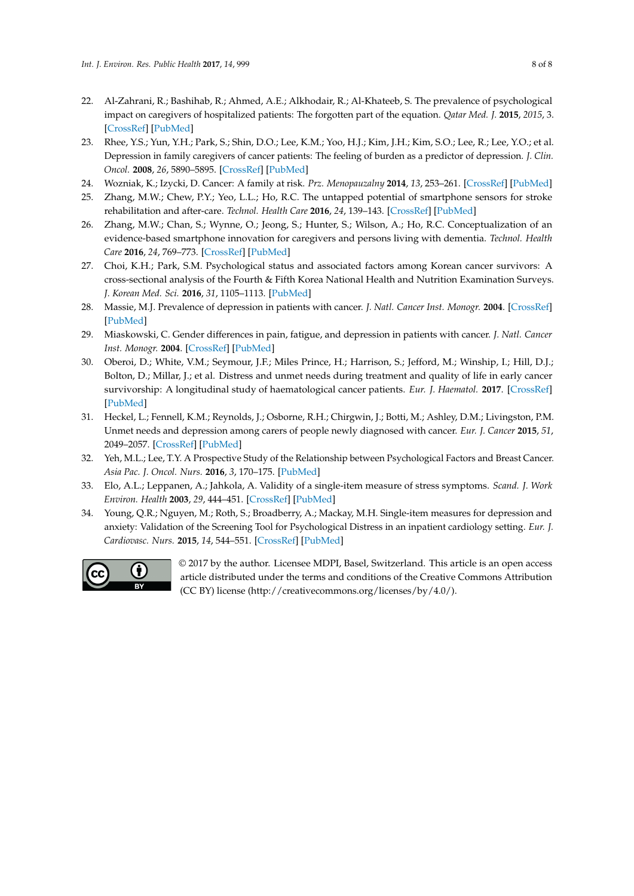22. Al-Zahrani, R.; Bashihab, R.; Ahmed, A.E.; Alkhodair, R.; Al-Khateeb, S. The prevalence of psychological impact on caregivers of hospitalized patients: The forgotten part of the equation. *Qatar Med. J.* **2015**, *2015*, 3. [CrossRef] [PubMed]
23. Rhee, Y.S.; Yun, Y.H.; Park, S.; Shin, D.O.; Lee, K.M.; Yoo, H.J.; Kim, J.H.; Kim, S.O.; Lee, R.; Lee, Y.O.; et al. Depression in family caregivers of cancer patients: The feeling of burden as a predictor of depression. *J. Clin. Oncol.* **2008**, *26*, 5890–5895. [CrossRef] [PubMed]
24. Wozniak, K.; Izycki, D. Cancer: A family at risk. *Prz. Menopauzalny* **2014**, *13*, 253–261. [CrossRef] [PubMed]
25. Zhang, M.W.; Chew, P.Y.; Yeo, L.L.; Ho, R.C. The untapped potential of smartphone sensors for stroke rehabilitation and after-care. *Technol. Health Care* **2016**, *24*, 139–143. [CrossRef] [PubMed]
26. Zhang, M.W.; Chan, S.; Wynne, O.; Jeong, S.; Hunter, S.; Wilson, A.; Ho, R.C. Conceptualization of an evidence-based smartphone innovation for caregivers and persons living with dementia. *Technol. Health Care* **2016**, *24*, 769–773. [CrossRef] [PubMed]
27. Choi, K.H.; Park, S.M. Psychological status and associated factors among Korean cancer survivors: A cross-sectional analysis of the Fourth & Fifth Korea National Health and Nutrition Examination Surveys. *J. Korean Med. Sci.* **2016**, *31*, 1105–1113. [PubMed]
28. Massie, M.J. Prevalence of depression in patients with cancer. *J. Natl. Cancer Inst. Monogr.* **2004**. [CrossRef] [PubMed]
29. Miaskowski, C. Gender differences in pain, fatigue, and depression in patients with cancer. *J. Natl. Cancer Inst. Monogr.* **2004**. [CrossRef] [PubMed]
30. Oberoi, D.; White, V.M.; Seymour, J.F.; Miles Prince, H.; Harrison, S.; Jefford, M.; Winship, I.; Hill, D.J.; Bolton, D.; Millar, J.; et al. Distress and unmet needs during treatment and quality of life in early cancer survivorship: A longitudinal study of haematological cancer patients. *Eur. J. Haematol.* **2017**. [CrossRef] [PubMed]
31. Heckel, L.; Fennell, K.M.; Reynolds, J.; Osborne, R.H.; Chirgwin, J.; Botti, M.; Ashley, D.M.; Livingston, P.M. Unmet needs and depression among carers of people newly diagnosed with cancer. *Eur. J. Cancer* **2015**, *51*, 2049–2057. [CrossRef] [PubMed]
32. Yeh, M.L.; Lee, T.Y. A Prospective Study of the Relationship between Psychological Factors and Breast Cancer. *Asia Pac. J. Oncol. Nurs.* **2016**, *3*, 170–175. [PubMed]
33. Elo, A.L.; Leppanen, A.; Jahkola, A. Validity of a single-item measure of stress symptoms. *Scand. J. Work Environ. Health* **2003**, *29*, 444–451. [CrossRef] [PubMed]
34. Young, Q.R.; Nguyen, M.; Roth, S.; Broadberry, A.; Mackay, M.H. Single-item measures for depression and anxiety: Validation of the Screening Tool for Psychological Distress in an inpatient cardiology setting. *Eur. J. Cardiovasc. Nurs.* **2015**, *14*, 544–551. [CrossRef] [PubMed]

© 2017 by the author. Licensee MDPI, Basel, Switzerland. This article is an open access article distributed under the terms and conditions of the Creative Commons Attribution (CC BY) license (http://creativecommons.org/licenses/by/4.0/).